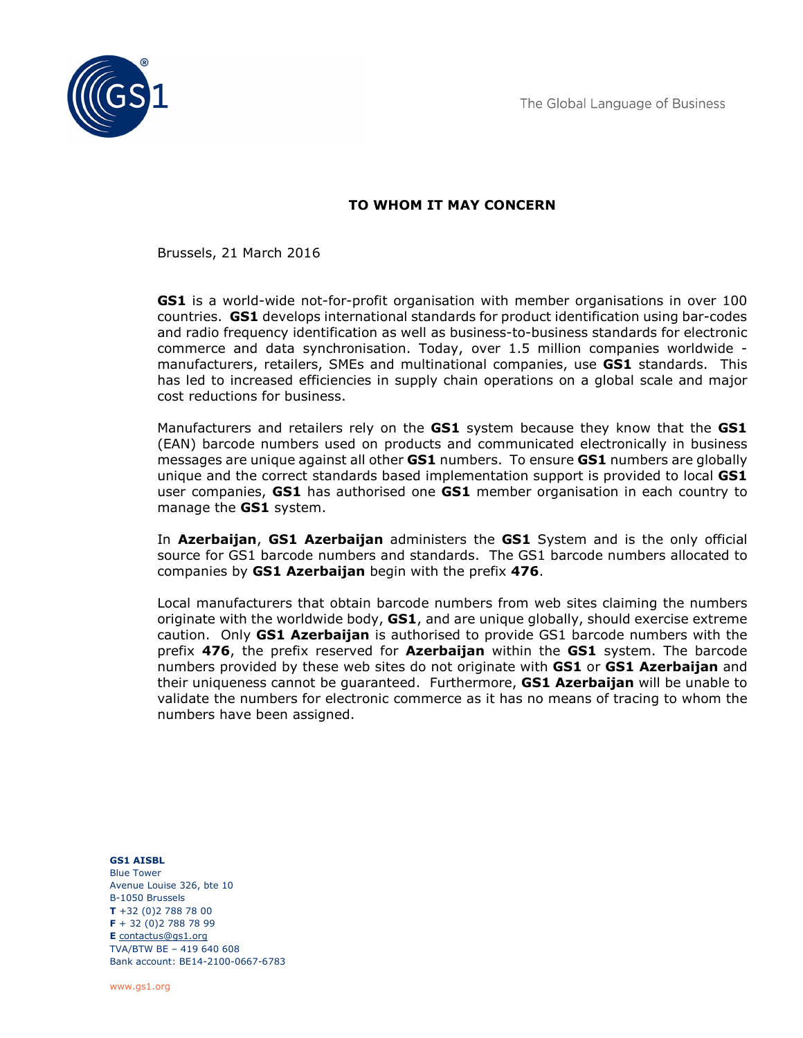The Global Language of Business

**TO WHOM IT MAY CONCERN**

Brussels, 21 March 2016

**GS1** is a world-wide not-for-profit organisation with member organisations in over 100 countries. **GS1** develops international standards for product identification using bar-codes and radio frequency identification as well as business-to-business standards for electronic commerce and data synchronisation. Today, over 1.5 million companies worldwide - manufacturers, retailers, SMEs and multinational companies, use **GS1** standards. This has led to increased efficiencies in supply chain operations on a global scale and major cost reductions for business.

Manufacturers and retailers rely on the **GS1** system because they know that the **GS1** (EAN) barcode numbers used on products and communicated electronically in business messages are unique against all other **GS1** numbers. To ensure **GS1** numbers are globally unique and the correct standards based implementation support is provided to local **GS1** user companies, **GS1** has authorised one **GS1** member organisation in each country to manage the **GS1** system.

In **Azerbaijan**, **GS1 Azerbaijan** administers the **GS1** System and is the only official source for GS1 barcode numbers and standards. The GS1 barcode numbers allocated to companies by **GS1 Azerbaijan** begin with the prefix **476**.

Local manufacturers that obtain barcode numbers from web sites claiming the numbers originate with the worldwide body, **GS1**, and are unique globally, should exercise extreme caution. Only **GS1 Azerbaijan** is authorised to provide GS1 barcode numbers with the prefix **476**, the prefix reserved for **Azerbaijan** within the **GS1** system. The barcode numbers provided by these web sites do not originate with **GS1** or **GS1 Azerbaijan** and their uniqueness cannot be guaranteed. Furthermore, **GS1 Azerbaijan** will be unable to validate the numbers for electronic commerce as it has no means of tracing to whom the numbers have been assigned.

**GS1 AISBL**
Blue Tower
Avenue Louise 326, bte 10
B-1050 Brussels
**T** +32 (0)2 788 78 00
**F** + 32 (0)2 788 78 99
**E** contactus@gs1.org
TVA/BTW BE – 419 640 608
Bank account: BE14-2100-0667-6783

www.gs1.org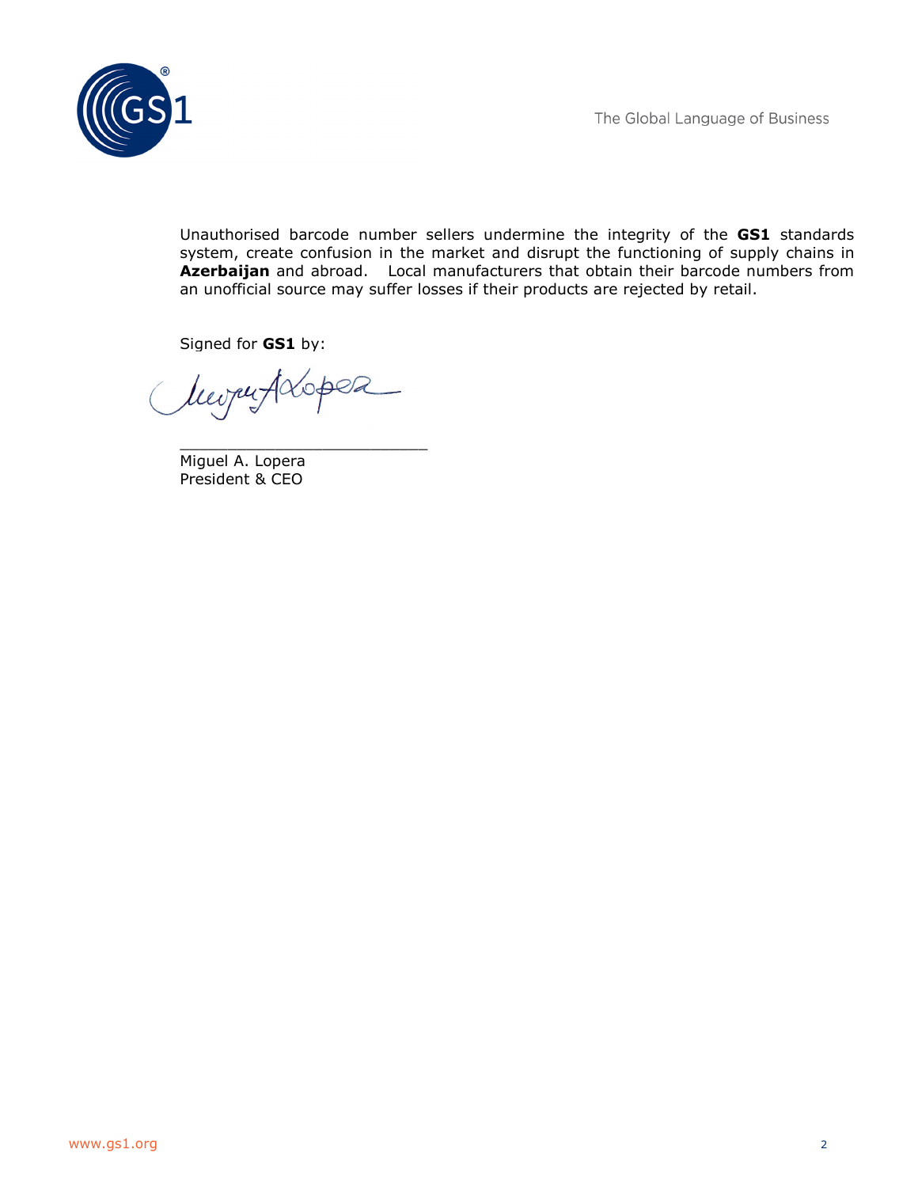Unauthorised barcode number sellers undermine the integrity of the **GS1** standards system, create confusion in the market and disrupt the functioning of supply chains in **Azerbaijan** and abroad. Local manufacturers that obtain their barcode numbers from an unofficial source may suffer losses if their products are rejected by retail.

Signed for **GS1** by:

\_\_\_\_\_\_\_\_\_\_\_\_\_\_\_\_\_\_\_\_\_\_\_\_\_\_\_

Miguel A. Lopera
President & CEO